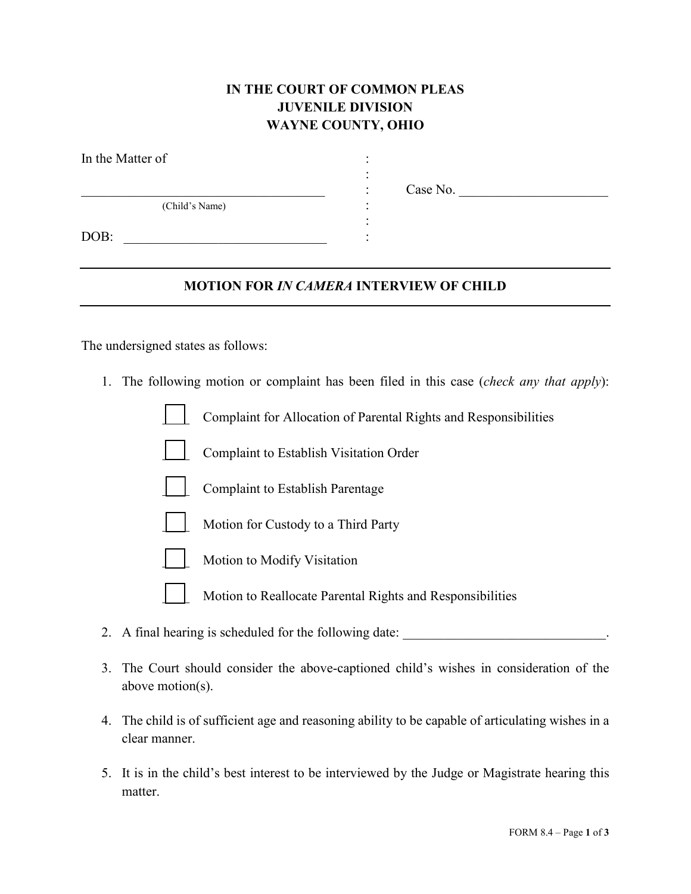**IN THE COURT OF COMMON PLEAS**
**JUVENILE DIVISION**
**WAYNE COUNTY, OHIO**

In the Matter of

\_\_\_\_\_\_\_\_\_\_\_\_\_\_\_\_\_\_\_\_\_\_\_\_\_\_\_\_\_\_\_\_\_\_\_\_ : Case No. \_\_\_\_\_\_\_\_\_\_\_\_\_\_\_\_\_\_\_\_\_\_
(Child's Name)

DOB: \_\_\_\_\_\_\_\_\_\_\_\_\_\_\_\_\_\_\_\_\_\_\_\_\_\_\_\_\_\_

---

## MOTION FOR *IN CAMERA* INTERVIEW OF CHILD

---

The undersigned states as follows:

1. The following motion or complaint has been filed in this case (*check any that apply*):

   ☐ Complaint for Allocation of Parental Rights and Responsibilities

   ☐ Complaint to Establish Visitation Order

   ☐ Complaint to Establish Parentage

   ☐ Motion for Custody to a Third Party

   ☐ Motion to Modify Visitation

   ☐ Motion to Reallocate Parental Rights and Responsibilities

2. A final hearing is scheduled for the following date: \_\_\_\_\_\_\_\_\_\_\_\_\_\_\_\_\_\_\_\_\_\_\_\_\_\_\_\_\_\_.

3. The Court should consider the above-captioned child's wishes in consideration of the above motion(s).

4. The child is of sufficient age and reasoning ability to be capable of articulating wishes in a clear manner.

5. It is in the child's best interest to be interviewed by the Judge or Magistrate hearing this matter.

FORM 8.4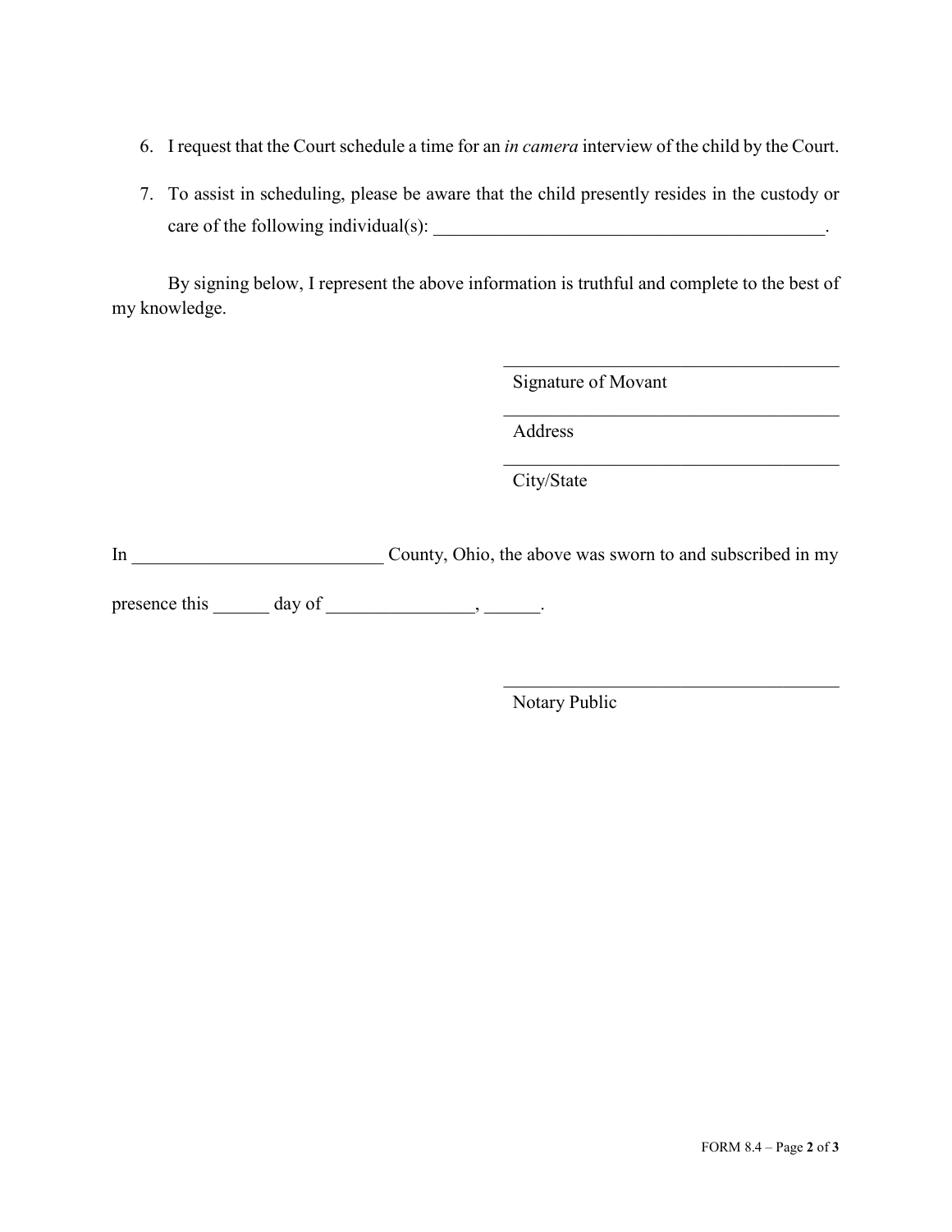6. I request that the Court schedule a time for an *in camera* interview of the child by the Court.

7. To assist in scheduling, please be aware that the child presently resides in the custody or care of the following individual(s): \_\_\_\_\_\_\_\_\_\_\_\_\_\_\_\_\_\_\_\_\_\_\_\_\_\_\_\_\_\_\_\_\_\_\_\_\_\_\_\_\_\_\_\_.

By signing below, I represent the above information is truthful and complete to the best of my knowledge.

\_\_\_\_\_\_\_\_\_\_\_\_\_\_\_\_\_\_\_\_\_\_\_\_\_\_\_\_\_\_\_\_\_\_\_\_\_\_
Signature of Movant

\_\_\_\_\_\_\_\_\_\_\_\_\_\_\_\_\_\_\_\_\_\_\_\_\_\_\_\_\_\_\_\_\_\_\_\_\_\_
Address

\_\_\_\_\_\_\_\_\_\_\_\_\_\_\_\_\_\_\_\_\_\_\_\_\_\_\_\_\_\_\_\_\_\_\_\_\_\_
City/State

In \_\_\_\_\_\_\_\_\_\_\_\_\_\_\_\_\_\_\_\_\_\_\_\_\_\_\_ County, Ohio, the above was sworn to and subscribed in my presence this \_\_\_\_\_\_ day of \_\_\_\_\_\_\_\_\_\_\_\_\_\_\_\_, \_\_\_\_\_\_.

\_\_\_\_\_\_\_\_\_\_\_\_\_\_\_\_\_\_\_\_\_\_\_\_\_\_\_\_\_\_\_\_\_\_\_\_\_\_
Notary Public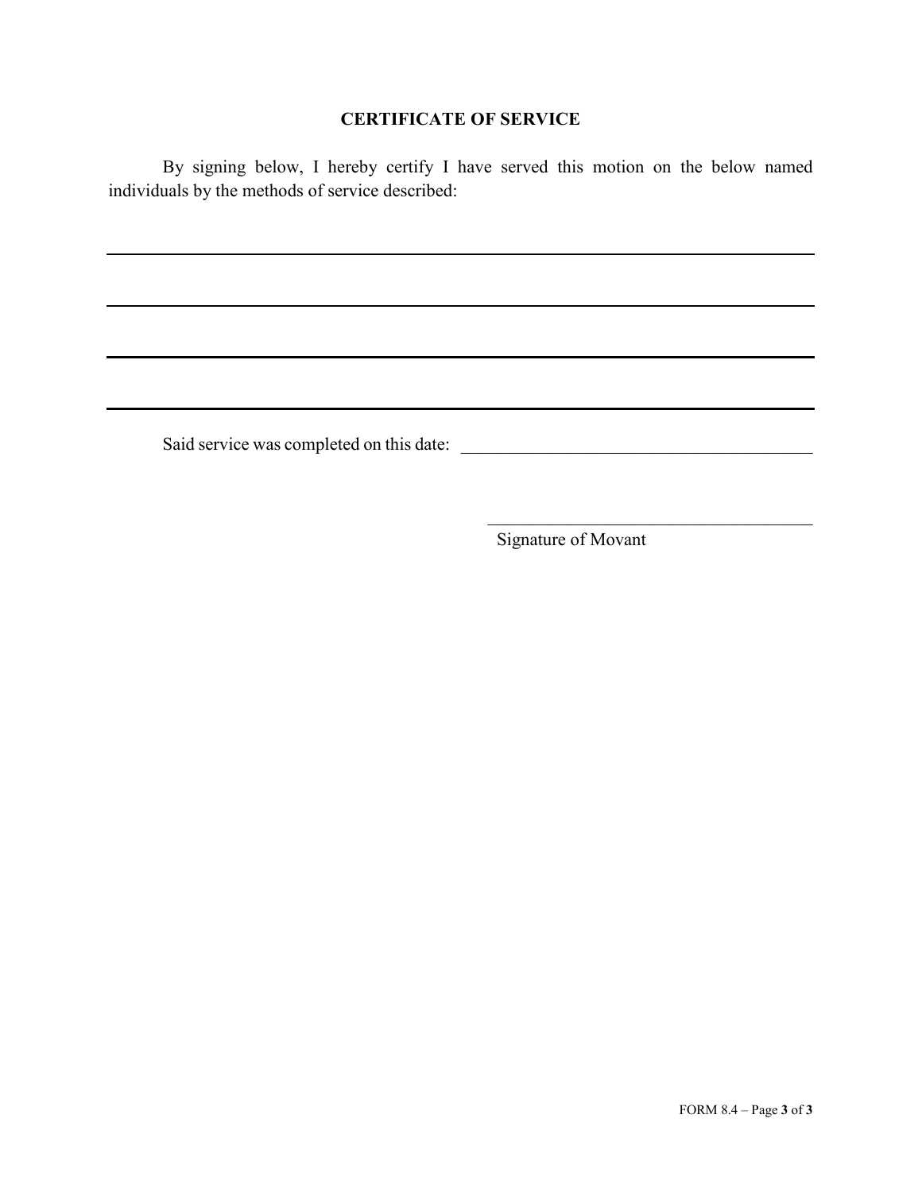## CERTIFICATE OF SERVICE

By signing below, I hereby certify I have served this motion on the below named individuals by the methods of service described:

\_\_\_\_\_\_\_\_\_\_\_\_\_\_\_\_\_\_\_\_\_\_\_\_\_\_\_\_\_\_\_\_\_\_\_\_\_\_\_\_\_\_\_\_\_\_\_\_\_\_\_\_\_\_\_\_\_\_\_\_

\_\_\_\_\_\_\_\_\_\_\_\_\_\_\_\_\_\_\_\_\_\_\_\_\_\_\_\_\_\_\_\_\_\_\_\_\_\_\_\_\_\_\_\_\_\_\_\_\_\_\_\_\_\_\_\_\_\_\_\_

\_\_\_\_\_\_\_\_\_\_\_\_\_\_\_\_\_\_\_\_\_\_\_\_\_\_\_\_\_\_\_\_\_\_\_\_\_\_\_\_\_\_\_\_\_\_\_\_\_\_\_\_\_\_\_\_\_\_\_\_

\_\_\_\_\_\_\_\_\_\_\_\_\_\_\_\_\_\_\_\_\_\_\_\_\_\_\_\_\_\_\_\_\_\_\_\_\_\_\_\_\_\_\_\_\_\_\_\_\_\_\_\_\_\_\_\_\_\_\_\_

Said service was completed on this date: \_\_\_\_\_\_\_\_\_\_\_\_\_\_\_\_\_\_\_\_\_\_\_\_\_\_\_\_\_\_\_\_\_\_\_\_\_\_\_\_

\_\_\_\_\_\_\_\_\_\_\_\_\_\_\_\_\_\_\_\_\_\_\_\_\_\_\_\_\_\_\_\_\_\_\_\_\_\_\_\_

Signature of Movant

FORM 8.4